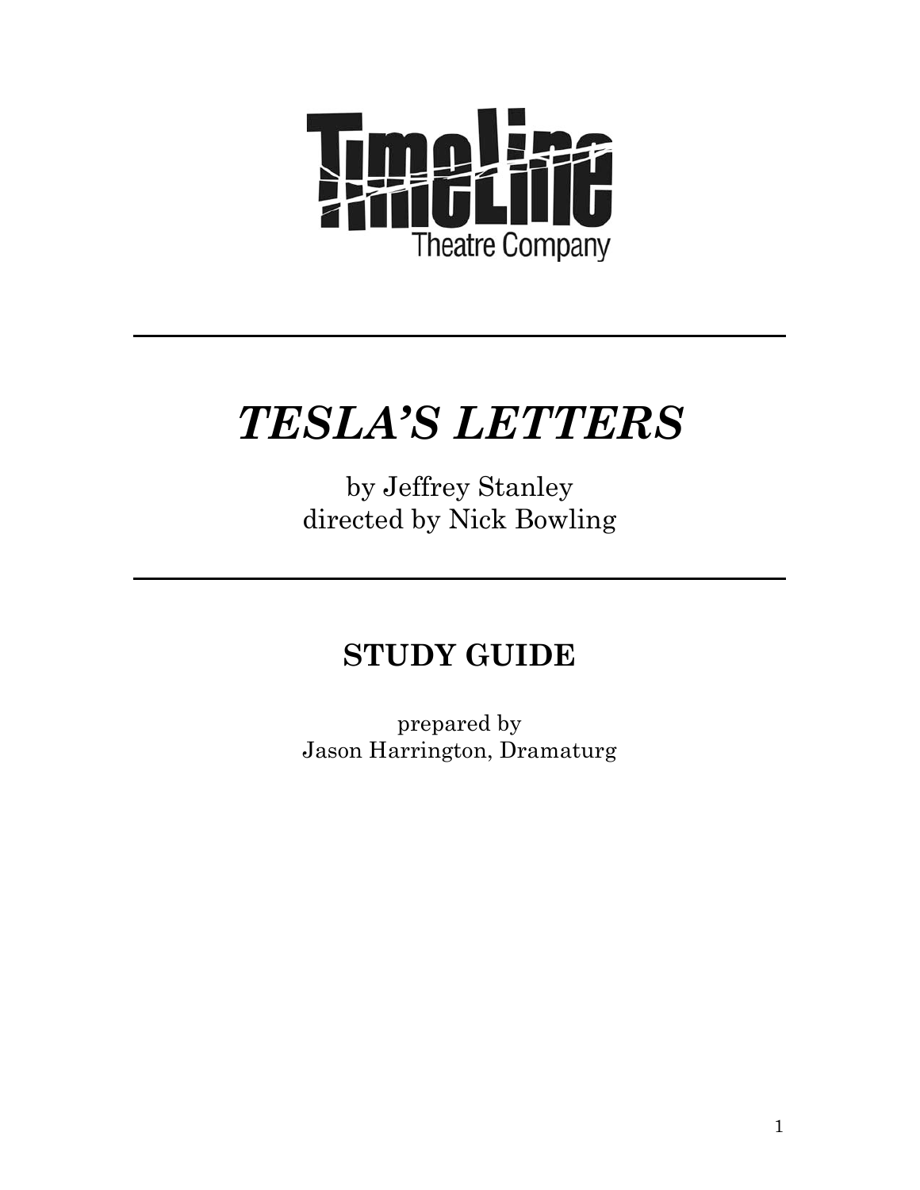TimeLine Theatre Company

---

# *TESLA'S LETTERS*

by Jeffrey Stanley
directed by Nick Bowling

---

## STUDY GUIDE

prepared by
Jason Harrington, Dramaturg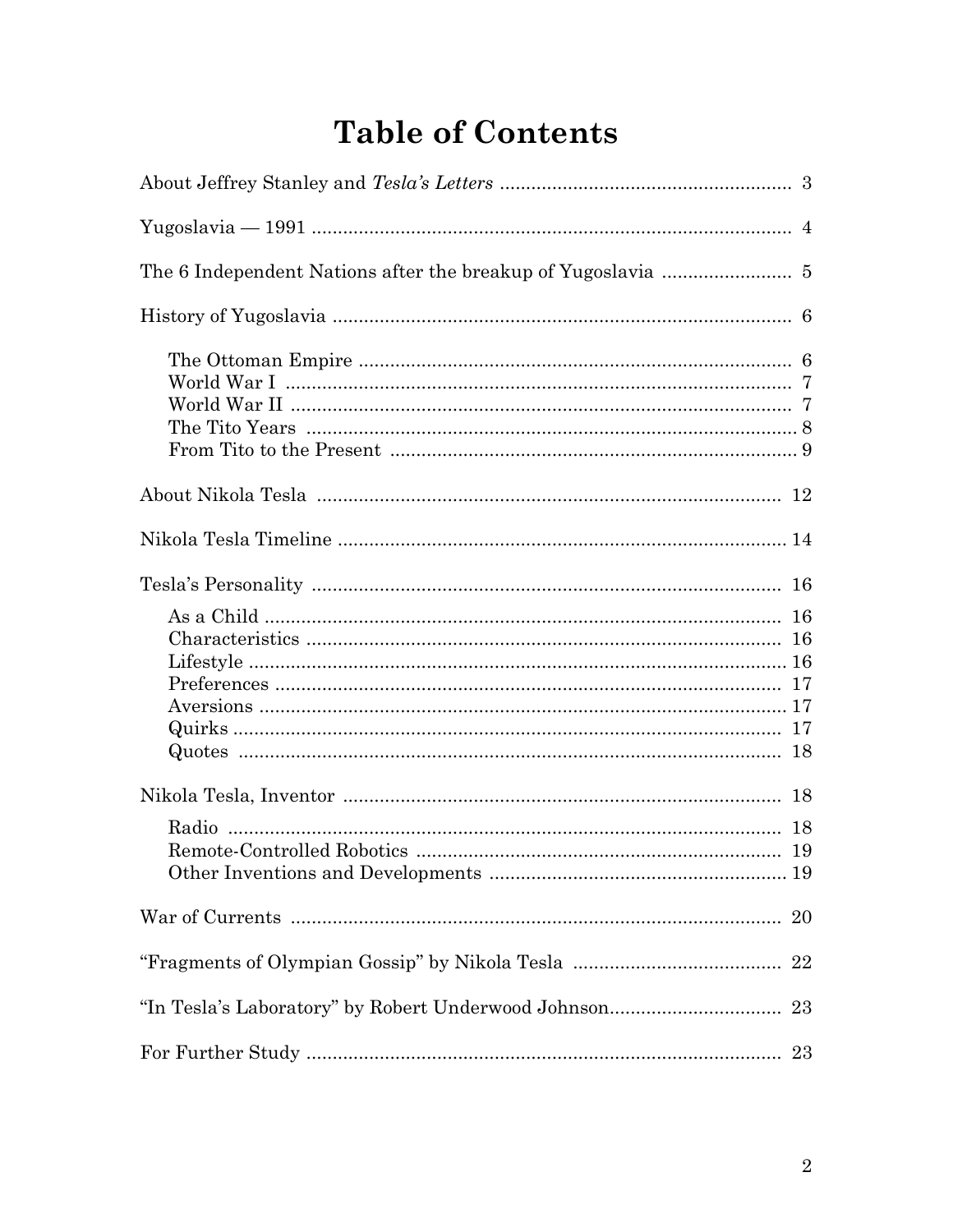# Table of Contents

About Jeffrey Stanley and *Tesla's Letters* ........................................................ 3

Yugoslavia — 1991 ........................................................................................... 4

The 6 Independent Nations after the breakup of Yugoslavia ......................... 5

History of Yugoslavia ........................................................................................ 6

- The Ottoman Empire .................................................................................. 6
- World War I ................................................................................................ 7
- World War II ............................................................................................... 7
- The Tito Years ............................................................................................. 8
- From Tito to the Present ............................................................................. 9

About Nikola Tesla ........................................................................................... 12

Nikola Tesla Timeline ....................................................................................... 14

Tesla's Personality ............................................................................................ 16

- As a Child .................................................................................................... 16
- Characteristics ............................................................................................ 16
- Lifestyle ....................................................................................................... 16
- Preferences .................................................................................................. 17
- Aversions ..................................................................................................... 17
- Quirks .......................................................................................................... 17
- Quotes ......................................................................................................... 18

Nikola Tesla, Inventor ....................................................................................... 18

- Radio ........................................................................................................... 18
- Remote-Controlled Robotics ....................................................................... 19
- Other Inventions and Developments .......................................................... 19

War of Currents ................................................................................................ 20

"Fragments of Olympian Gossip" by Nikola Tesla ........................................ 22

"In Tesla's Laboratory" by Robert Underwood Johnson................................. 23

For Further Study ............................................................................................. 23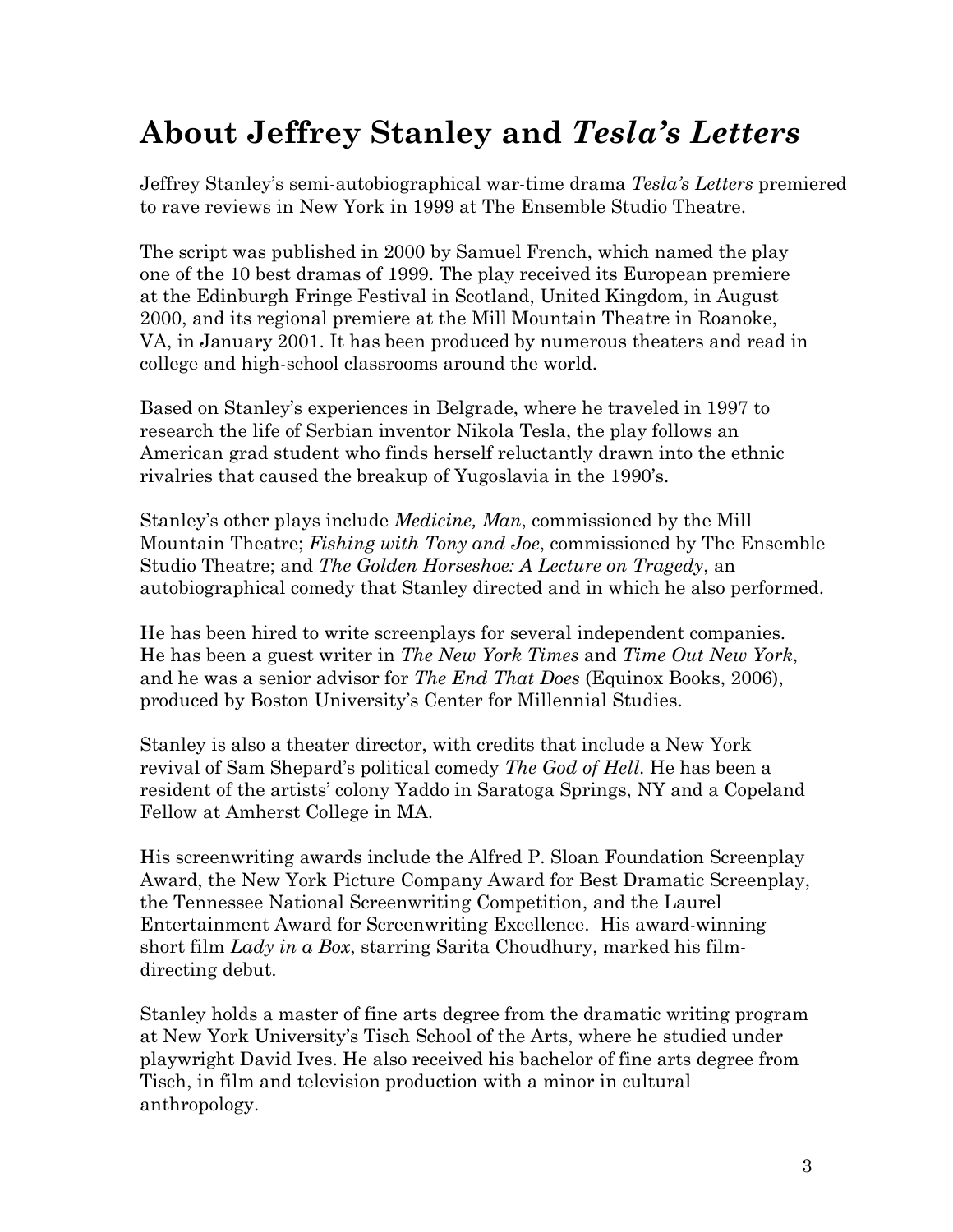# About Jeffrey Stanley and *Tesla's Letters*

Jeffrey Stanley's semi-autobiographical war-time drama *Tesla's Letters* premiered to rave reviews in New York in 1999 at The Ensemble Studio Theatre.

The script was published in 2000 by Samuel French, which named the play one of the 10 best dramas of 1999. The play received its European premiere at the Edinburgh Fringe Festival in Scotland, United Kingdom, in August 2000, and its regional premiere at the Mill Mountain Theatre in Roanoke, VA, in January 2001. It has been produced by numerous theaters and read in college and high-school classrooms around the world.

Based on Stanley's experiences in Belgrade, where he traveled in 1997 to research the life of Serbian inventor Nikola Tesla, the play follows an American grad student who finds herself reluctantly drawn into the ethnic rivalries that caused the breakup of Yugoslavia in the 1990's.

Stanley's other plays include *Medicine, Man*, commissioned by the Mill Mountain Theatre; *Fishing with Tony and Joe*, commissioned by The Ensemble Studio Theatre; and *The Golden Horseshoe: A Lecture on Tragedy*, an autobiographical comedy that Stanley directed and in which he also performed.

He has been hired to write screenplays for several independent companies. He has been a guest writer in *The New York Times* and *Time Out New York*, and he was a senior advisor for *The End That Does* (Equinox Books, 2006), produced by Boston University's Center for Millennial Studies.

Stanley is also a theater director, with credits that include a New York revival of Sam Shepard's political comedy *The God of Hell*. He has been a resident of the artists' colony Yaddo in Saratoga Springs, NY and a Copeland Fellow at Amherst College in MA.

His screenwriting awards include the Alfred P. Sloan Foundation Screenplay Award, the New York Picture Company Award for Best Dramatic Screenplay, the Tennessee National Screenwriting Competition, and the Laurel Entertainment Award for Screenwriting Excellence. His award-winning short film *Lady in a Box*, starring Sarita Choudhury, marked his film-directing debut.

Stanley holds a master of fine arts degree from the dramatic writing program at New York University's Tisch School of the Arts, where he studied under playwright David Ives. He also received his bachelor of fine arts degree from Tisch, in film and television production with a minor in cultural anthropology.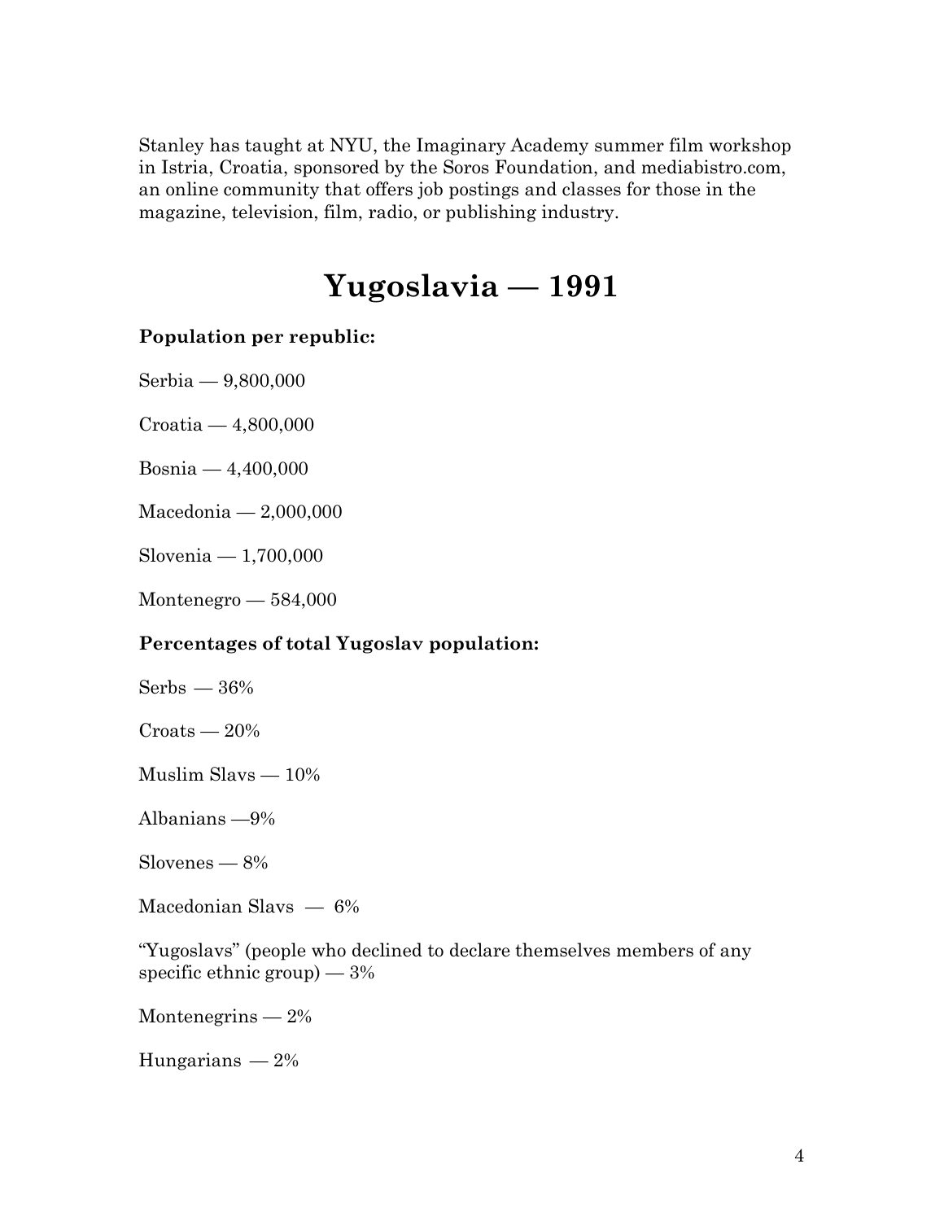Stanley has taught at NYU, the Imaginary Academy summer film workshop in Istria, Croatia, sponsored by the Soros Foundation, and mediabistro.com, an online community that offers job postings and classes for those in the magazine, television, film, radio, or publishing industry.

# Yugoslavia — 1991

**Population per republic:**

Serbia — 9,800,000

Croatia — 4,800,000

Bosnia — 4,400,000

Macedonia — 2,000,000

Slovenia — 1,700,000

Montenegro — 584,000

**Percentages of total Yugoslav population:**

Serbs — 36%

Croats — 20%

Muslim Slavs — 10%

Albanians —9%

Slovenes — 8%

Macedonian Slavs — 6%

"Yugoslavs" (people who declined to declare themselves members of any specific ethnic group) — 3%

Montenegrins — 2%

Hungarians — 2%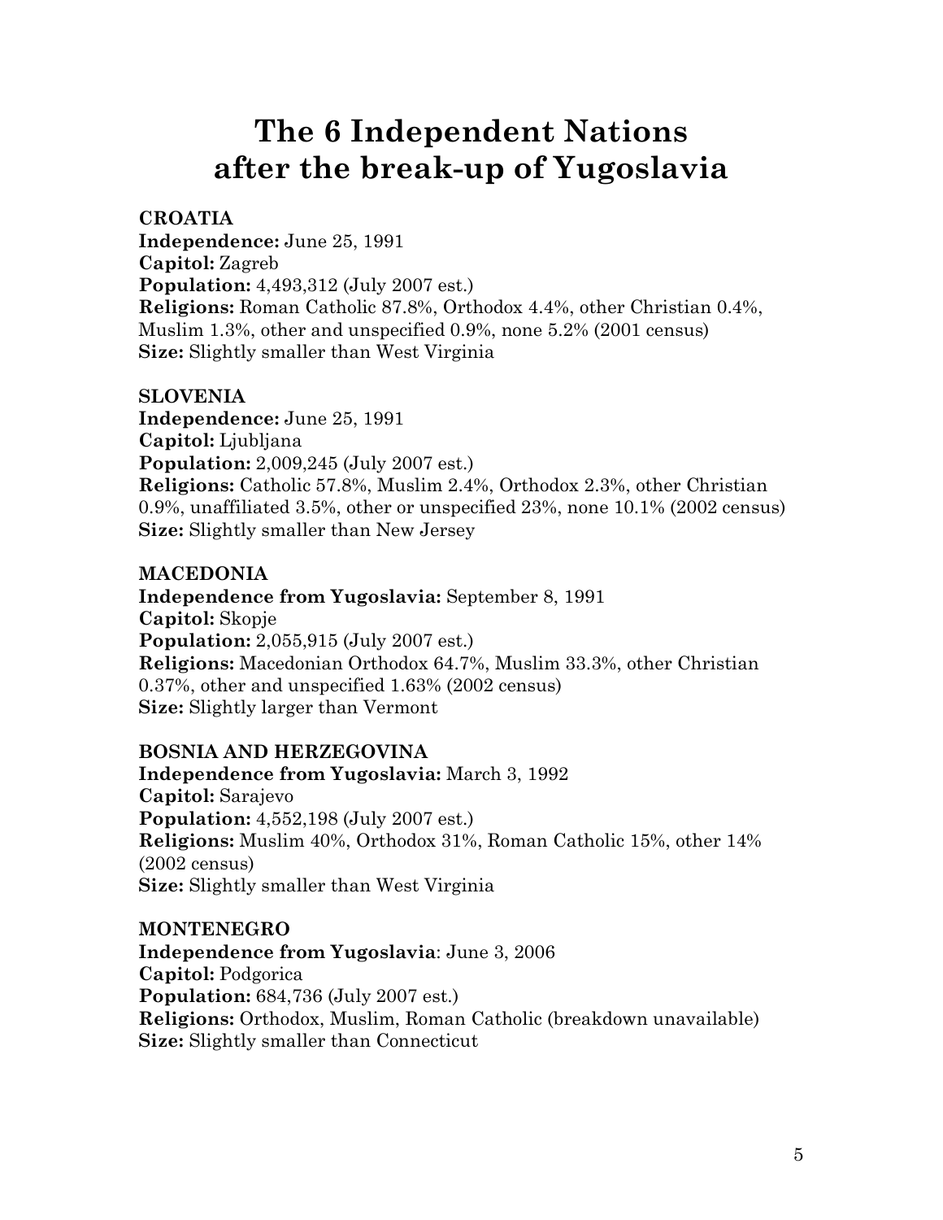# The 6 Independent Nations after the break-up of Yugoslavia

**CROATIA**
**Independence:** June 25, 1991
**Capitol:** Zagreb
**Population:** 4,493,312 (July 2007 est.)
**Religions:** Roman Catholic 87.8%, Orthodox 4.4%, other Christian 0.4%, Muslim 1.3%, other and unspecified 0.9%, none 5.2% (2001 census)
**Size:** Slightly smaller than West Virginia

**SLOVENIA**
**Independence:** June 25, 1991
**Capitol:** Ljubljana
**Population:** 2,009,245 (July 2007 est.)
**Religions:** Catholic 57.8%, Muslim 2.4%, Orthodox 2.3%, other Christian 0.9%, unaffiliated 3.5%, other or unspecified 23%, none 10.1% (2002 census)
**Size:** Slightly smaller than New Jersey

**MACEDONIA**
**Independence from Yugoslavia:** September 8, 1991
**Capitol:** Skopje
**Population:** 2,055,915 (July 2007 est.)
**Religions:** Macedonian Orthodox 64.7%, Muslim 33.3%, other Christian 0.37%, other and unspecified 1.63% (2002 census)
**Size:** Slightly larger than Vermont

**BOSNIA AND HERZEGOVINA**
**Independence from Yugoslavia:** March 3, 1992
**Capitol:** Sarajevo
**Population:** 4,552,198 (July 2007 est.)
**Religions:** Muslim 40%, Orthodox 31%, Roman Catholic 15%, other 14% (2002 census)
**Size:** Slightly smaller than West Virginia

**MONTENEGRO**
**Independence from Yugoslavia**: June 3, 2006
**Capitol:** Podgorica
**Population:** 684,736 (July 2007 est.)
**Religions:** Orthodox, Muslim, Roman Catholic (breakdown unavailable)
**Size:** Slightly smaller than Connecticut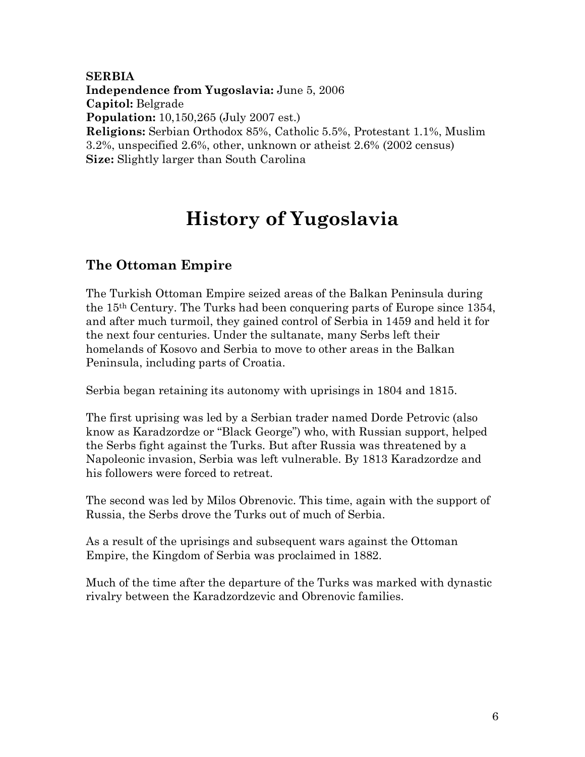**SERBIA**
**Independence from Yugoslavia:** June 5, 2006
**Capitol:** Belgrade
**Population:** 10,150,265 (July 2007 est.)
**Religions:** Serbian Orthodox 85%, Catholic 5.5%, Protestant 1.1%, Muslim 3.2%, unspecified 2.6%, other, unknown or atheist 2.6% (2002 census)
**Size:** Slightly larger than South Carolina

# History of Yugoslavia

## The Ottoman Empire

The Turkish Ottoman Empire seized areas of the Balkan Peninsula during the 15th Century. The Turks had been conquering parts of Europe since 1354, and after much turmoil, they gained control of Serbia in 1459 and held it for the next four centuries. Under the sultanate, many Serbs left their homelands of Kosovo and Serbia to move to other areas in the Balkan Peninsula, including parts of Croatia.

Serbia began retaining its autonomy with uprisings in 1804 and 1815.

The first uprising was led by a Serbian trader named Dorde Petrovic (also know as Karadzordze or "Black George") who, with Russian support, helped the Serbs fight against the Turks. But after Russia was threatened by a Napoleonic invasion, Serbia was left vulnerable. By 1813 Karadzordze and his followers were forced to retreat.

The second was led by Milos Obrenovic. This time, again with the support of Russia, the Serbs drove the Turks out of much of Serbia.

As a result of the uprisings and subsequent wars against the Ottoman Empire, the Kingdom of Serbia was proclaimed in 1882.

Much of the time after the departure of the Turks was marked with dynastic rivalry between the Karadzordzevic and Obrenovic families.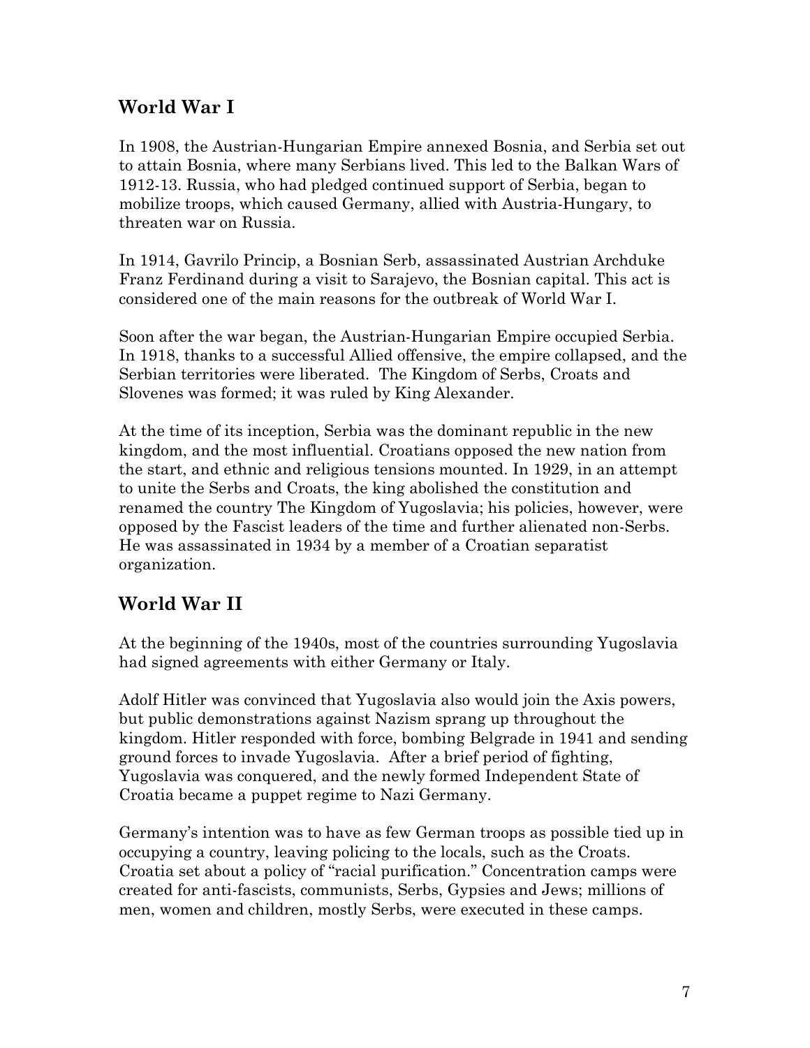## World War I

In 1908, the Austrian-Hungarian Empire annexed Bosnia, and Serbia set out to attain Bosnia, where many Serbians lived. This led to the Balkan Wars of 1912-13. Russia, who had pledged continued support of Serbia, began to mobilize troops, which caused Germany, allied with Austria-Hungary, to threaten war on Russia.

In 1914, Gavrilo Princip, a Bosnian Serb, assassinated Austrian Archduke Franz Ferdinand during a visit to Sarajevo, the Bosnian capital. This act is considered one of the main reasons for the outbreak of World War I.

Soon after the war began, the Austrian-Hungarian Empire occupied Serbia. In 1918, thanks to a successful Allied offensive, the empire collapsed, and the Serbian territories were liberated. The Kingdom of Serbs, Croats and Slovenes was formed; it was ruled by King Alexander.

At the time of its inception, Serbia was the dominant republic in the new kingdom, and the most influential. Croatians opposed the new nation from the start, and ethnic and religious tensions mounted. In 1929, in an attempt to unite the Serbs and Croats, the king abolished the constitution and renamed the country The Kingdom of Yugoslavia; his policies, however, were opposed by the Fascist leaders of the time and further alienated non-Serbs. He was assassinated in 1934 by a member of a Croatian separatist organization.

## World War II

At the beginning of the 1940s, most of the countries surrounding Yugoslavia had signed agreements with either Germany or Italy.

Adolf Hitler was convinced that Yugoslavia also would join the Axis powers, but public demonstrations against Nazism sprang up throughout the kingdom. Hitler responded with force, bombing Belgrade in 1941 and sending ground forces to invade Yugoslavia. After a brief period of fighting, Yugoslavia was conquered, and the newly formed Independent State of Croatia became a puppet regime to Nazi Germany.

Germany's intention was to have as few German troops as possible tied up in occupying a country, leaving policing to the locals, such as the Croats. Croatia set about a policy of "racial purification." Concentration camps were created for anti-fascists, communists, Serbs, Gypsies and Jews; millions of men, women and children, mostly Serbs, were executed in these camps.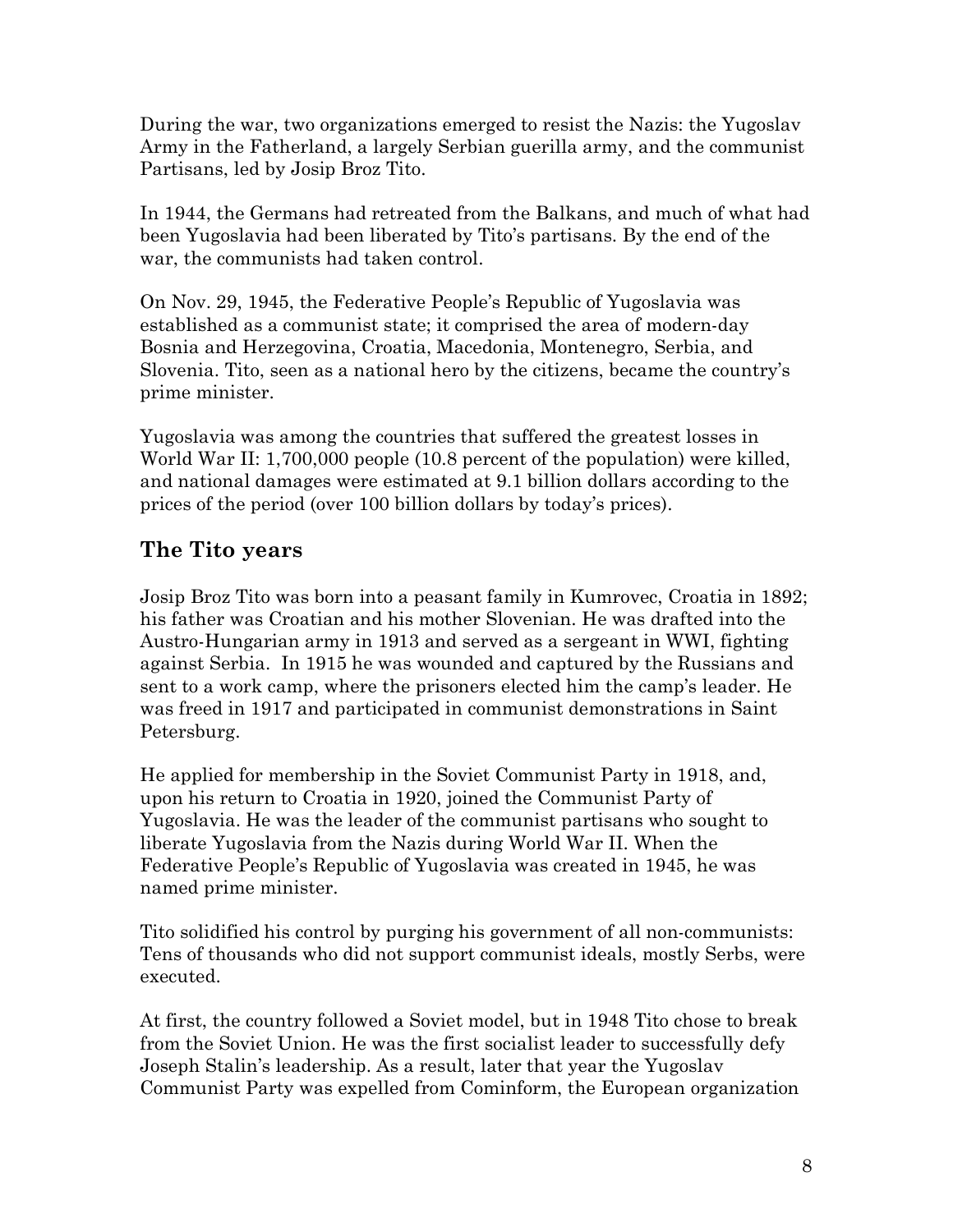During the war, two organizations emerged to resist the Nazis: the Yugoslav Army in the Fatherland, a largely Serbian guerilla army, and the communist Partisans, led by Josip Broz Tito.

In 1944, the Germans had retreated from the Balkans, and much of what had been Yugoslavia had been liberated by Tito's partisans. By the end of the war, the communists had taken control.

On Nov. 29, 1945, the Federative People's Republic of Yugoslavia was established as a communist state; it comprised the area of modern-day Bosnia and Herzegovina, Croatia, Macedonia, Montenegro, Serbia, and Slovenia. Tito, seen as a national hero by the citizens, became the country's prime minister.

Yugoslavia was among the countries that suffered the greatest losses in World War II: 1,700,000 people (10.8 percent of the population) were killed, and national damages were estimated at 9.1 billion dollars according to the prices of the period (over 100 billion dollars by today's prices).

## The Tito years

Josip Broz Tito was born into a peasant family in Kumrovec, Croatia in 1892; his father was Croatian and his mother Slovenian. He was drafted into the Austro-Hungarian army in 1913 and served as a sergeant in WWI, fighting against Serbia. In 1915 he was wounded and captured by the Russians and sent to a work camp, where the prisoners elected him the camp's leader. He was freed in 1917 and participated in communist demonstrations in Saint Petersburg.

He applied for membership in the Soviet Communist Party in 1918, and, upon his return to Croatia in 1920, joined the Communist Party of Yugoslavia. He was the leader of the communist partisans who sought to liberate Yugoslavia from the Nazis during World War II. When the Federative People's Republic of Yugoslavia was created in 1945, he was named prime minister.

Tito solidified his control by purging his government of all non-communists: Tens of thousands who did not support communist ideals, mostly Serbs, were executed.

At first, the country followed a Soviet model, but in 1948 Tito chose to break from the Soviet Union. He was the first socialist leader to successfully defy Joseph Stalin's leadership. As a result, later that year the Yugoslav Communist Party was expelled from Cominform, the European organization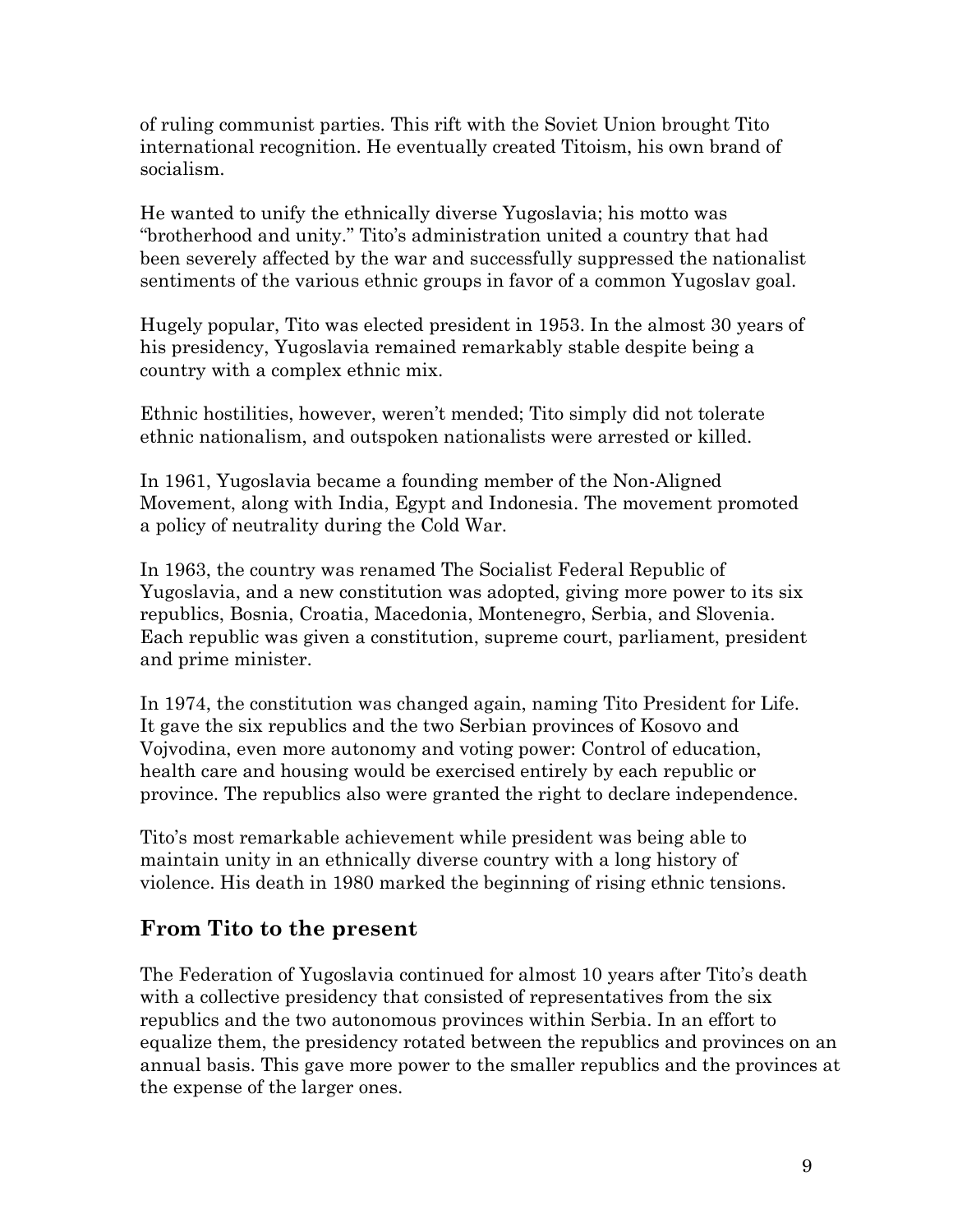of ruling communist parties. This rift with the Soviet Union brought Tito international recognition. He eventually created Titoism, his own brand of socialism.

He wanted to unify the ethnically diverse Yugoslavia; his motto was "brotherhood and unity." Tito's administration united a country that had been severely affected by the war and successfully suppressed the nationalist sentiments of the various ethnic groups in favor of a common Yugoslav goal.

Hugely popular, Tito was elected president in 1953. In the almost 30 years of his presidency, Yugoslavia remained remarkably stable despite being a country with a complex ethnic mix.

Ethnic hostilities, however, weren't mended; Tito simply did not tolerate ethnic nationalism, and outspoken nationalists were arrested or killed.

In 1961, Yugoslavia became a founding member of the Non-Aligned Movement, along with India, Egypt and Indonesia. The movement promoted a policy of neutrality during the Cold War.

In 1963, the country was renamed The Socialist Federal Republic of Yugoslavia, and a new constitution was adopted, giving more power to its six republics, Bosnia, Croatia, Macedonia, Montenegro, Serbia, and Slovenia. Each republic was given a constitution, supreme court, parliament, president and prime minister.

In 1974, the constitution was changed again, naming Tito President for Life. It gave the six republics and the two Serbian provinces of Kosovo and Vojvodina, even more autonomy and voting power: Control of education, health care and housing would be exercised entirely by each republic or province. The republics also were granted the right to declare independence.

Tito's most remarkable achievement while president was being able to maintain unity in an ethnically diverse country with a long history of violence. His death in 1980 marked the beginning of rising ethnic tensions.

## From Tito to the present

The Federation of Yugoslavia continued for almost 10 years after Tito's death with a collective presidency that consisted of representatives from the six republics and the two autonomous provinces within Serbia. In an effort to equalize them, the presidency rotated between the republics and provinces on an annual basis. This gave more power to the smaller republics and the provinces at the expense of the larger ones.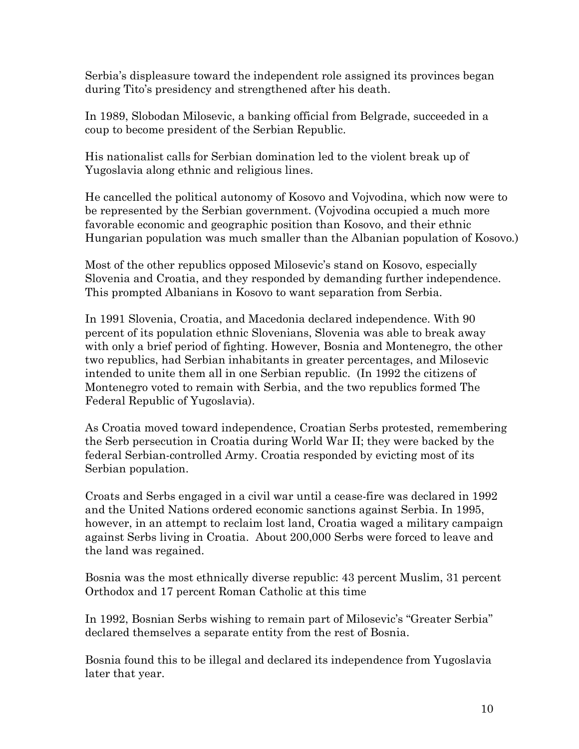Serbia's displeasure toward the independent role assigned its provinces began during Tito's presidency and strengthened after his death.

In 1989, Slobodan Milosevic, a banking official from Belgrade, succeeded in a coup to become president of the Serbian Republic.

His nationalist calls for Serbian domination led to the violent break up of Yugoslavia along ethnic and religious lines.

He cancelled the political autonomy of Kosovo and Vojvodina, which now were to be represented by the Serbian government. (Vojvodina occupied a much more favorable economic and geographic position than Kosovo, and their ethnic Hungarian population was much smaller than the Albanian population of Kosovo.)

Most of the other republics opposed Milosevic's stand on Kosovo, especially Slovenia and Croatia, and they responded by demanding further independence. This prompted Albanians in Kosovo to want separation from Serbia.

In 1991 Slovenia, Croatia, and Macedonia declared independence. With 90 percent of its population ethnic Slovenians, Slovenia was able to break away with only a brief period of fighting. However, Bosnia and Montenegro, the other two republics, had Serbian inhabitants in greater percentages, and Milosevic intended to unite them all in one Serbian republic. (In 1992 the citizens of Montenegro voted to remain with Serbia, and the two republics formed The Federal Republic of Yugoslavia).

As Croatia moved toward independence, Croatian Serbs protested, remembering the Serb persecution in Croatia during World War II; they were backed by the federal Serbian-controlled Army. Croatia responded by evicting most of its Serbian population.

Croats and Serbs engaged in a civil war until a cease-fire was declared in 1992 and the United Nations ordered economic sanctions against Serbia. In 1995, however, in an attempt to reclaim lost land, Croatia waged a military campaign against Serbs living in Croatia. About 200,000 Serbs were forced to leave and the land was regained.

Bosnia was the most ethnically diverse republic: 43 percent Muslim, 31 percent Orthodox and 17 percent Roman Catholic at this time

In 1992, Bosnian Serbs wishing to remain part of Milosevic's "Greater Serbia" declared themselves a separate entity from the rest of Bosnia.

Bosnia found this to be illegal and declared its independence from Yugoslavia later that year.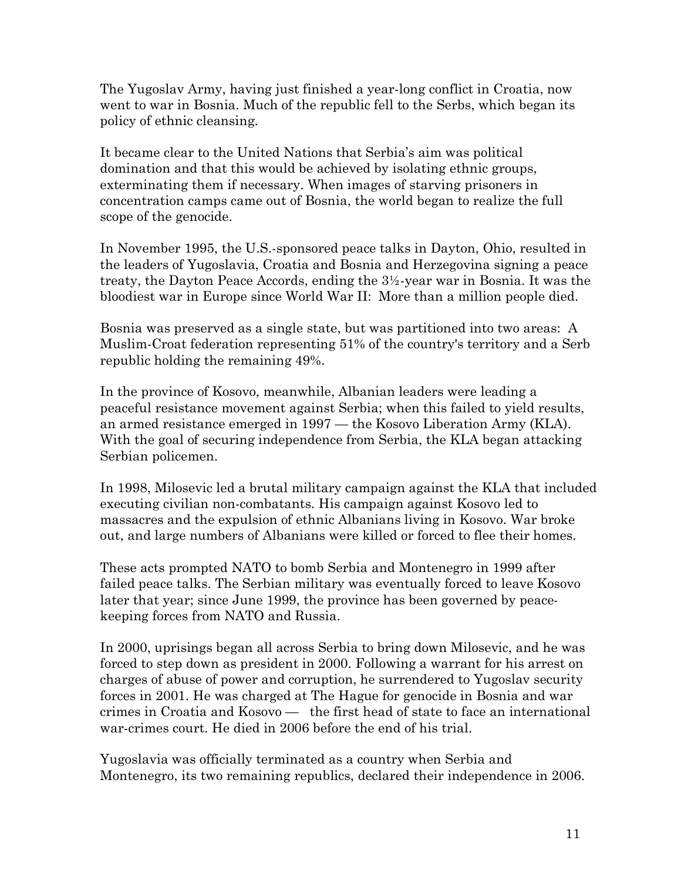The Yugoslav Army, having just finished a year-long conflict in Croatia, now went to war in Bosnia. Much of the republic fell to the Serbs, which began its policy of ethnic cleansing.

It became clear to the United Nations that Serbia's aim was political domination and that this would be achieved by isolating ethnic groups, exterminating them if necessary. When images of starving prisoners in concentration camps came out of Bosnia, the world began to realize the full scope of the genocide.

In November 1995, the U.S.-sponsored peace talks in Dayton, Ohio, resulted in the leaders of Yugoslavia, Croatia and Bosnia and Herzegovina signing a peace treaty, the Dayton Peace Accords, ending the 3½-year war in Bosnia. It was the bloodiest war in Europe since World War II: More than a million people died.

Bosnia was preserved as a single state, but was partitioned into two areas: A Muslim-Croat federation representing 51% of the country's territory and a Serb republic holding the remaining 49%.

In the province of Kosovo, meanwhile, Albanian leaders were leading a peaceful resistance movement against Serbia; when this failed to yield results, an armed resistance emerged in 1997 — the Kosovo Liberation Army (KLA). With the goal of securing independence from Serbia, the KLA began attacking Serbian policemen.

In 1998, Milosevic led a brutal military campaign against the KLA that included executing civilian non-combatants. His campaign against Kosovo led to massacres and the expulsion of ethnic Albanians living in Kosovo. War broke out, and large numbers of Albanians were killed or forced to flee their homes.

These acts prompted NATO to bomb Serbia and Montenegro in 1999 after failed peace talks. The Serbian military was eventually forced to leave Kosovo later that year; since June 1999, the province has been governed by peace-keeping forces from NATO and Russia.

In 2000, uprisings began all across Serbia to bring down Milosevic, and he was forced to step down as president in 2000. Following a warrant for his arrest on charges of abuse of power and corruption, he surrendered to Yugoslav security forces in 2001. He was charged at The Hague for genocide in Bosnia and war crimes in Croatia and Kosovo — the first head of state to face an international war-crimes court. He died in 2006 before the end of his trial.

Yugoslavia was officially terminated as a country when Serbia and Montenegro, its two remaining republics, declared their independence in 2006.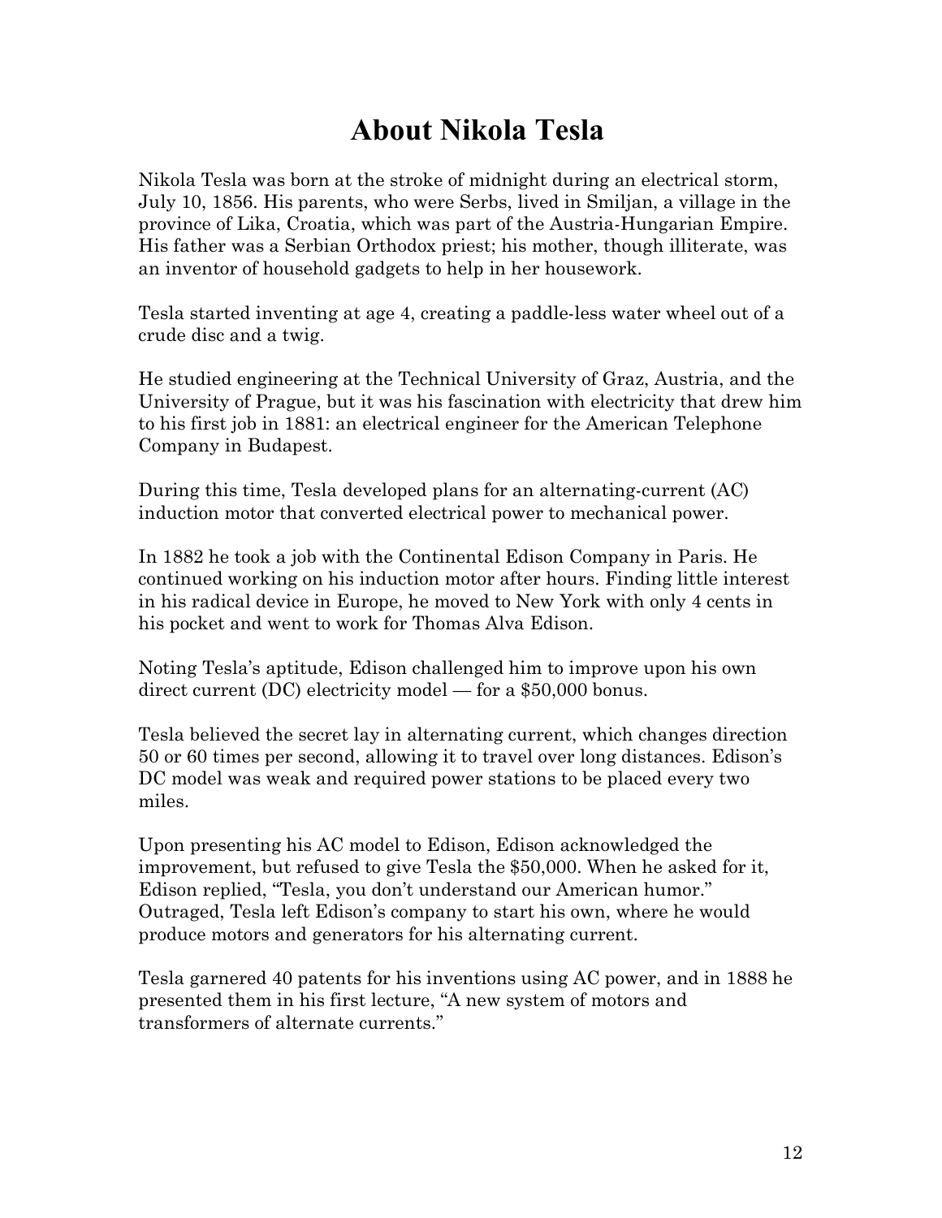# About Nikola Tesla

Nikola Tesla was born at the stroke of midnight during an electrical storm, July 10, 1856. His parents, who were Serbs, lived in Smiljan, a village in the province of Lika, Croatia, which was part of the Austria-Hungarian Empire. His father was a Serbian Orthodox priest; his mother, though illiterate, was an inventor of household gadgets to help in her housework.

Tesla started inventing at age 4, creating a paddle-less water wheel out of a crude disc and a twig.

He studied engineering at the Technical University of Graz, Austria, and the University of Prague, but it was his fascination with electricity that drew him to his first job in 1881: an electrical engineer for the American Telephone Company in Budapest.

During this time, Tesla developed plans for an alternating-current (AC) induction motor that converted electrical power to mechanical power.

In 1882 he took a job with the Continental Edison Company in Paris. He continued working on his induction motor after hours. Finding little interest in his radical device in Europe, he moved to New York with only 4 cents in his pocket and went to work for Thomas Alva Edison.

Noting Tesla's aptitude, Edison challenged him to improve upon his own direct current (DC) electricity model — for a $50,000 bonus.

Tesla believed the secret lay in alternating current, which changes direction 50 or 60 times per second, allowing it to travel over long distances. Edison's DC model was weak and required power stations to be placed every two miles.

Upon presenting his AC model to Edison, Edison acknowledged the improvement, but refused to give Tesla the $50,000. When he asked for it, Edison replied, "Tesla, you don't understand our American humor." Outraged, Tesla left Edison's company to start his own, where he would produce motors and generators for his alternating current.

Tesla garnered 40 patents for his inventions using AC power, and in 1888 he presented them in his first lecture, "A new system of motors and transformers of alternate currents."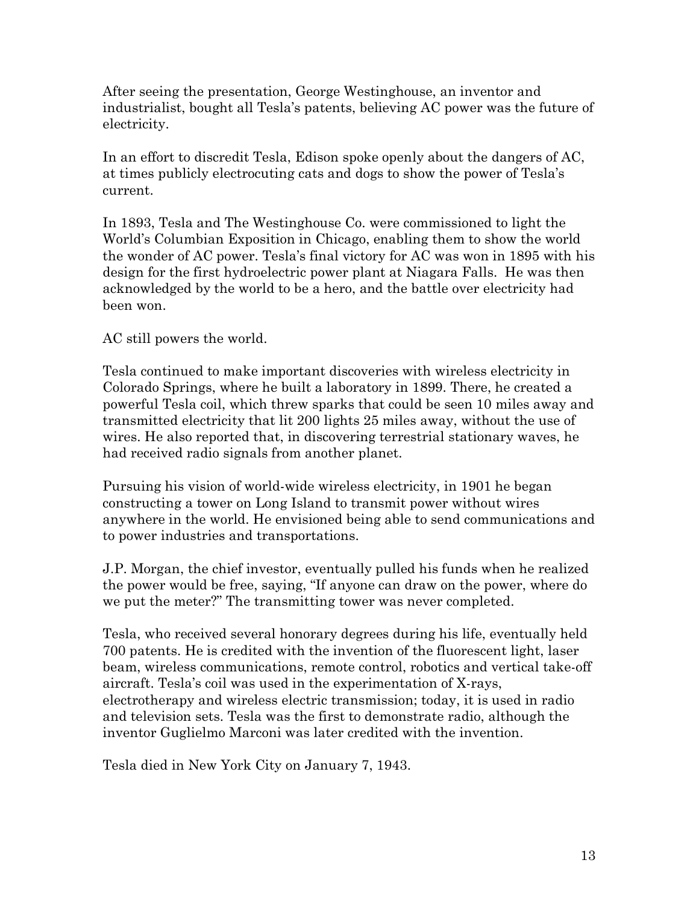After seeing the presentation, George Westinghouse, an inventor and industrialist, bought all Tesla's patents, believing AC power was the future of electricity.

In an effort to discredit Tesla, Edison spoke openly about the dangers of AC, at times publicly electrocuting cats and dogs to show the power of Tesla's current.

In 1893, Tesla and The Westinghouse Co. were commissioned to light the World's Columbian Exposition in Chicago, enabling them to show the world the wonder of AC power. Tesla's final victory for AC was won in 1895 with his design for the first hydroelectric power plant at Niagara Falls. He was then acknowledged by the world to be a hero, and the battle over electricity had been won.

AC still powers the world.

Tesla continued to make important discoveries with wireless electricity in Colorado Springs, where he built a laboratory in 1899. There, he created a powerful Tesla coil, which threw sparks that could be seen 10 miles away and transmitted electricity that lit 200 lights 25 miles away, without the use of wires. He also reported that, in discovering terrestrial stationary waves, he had received radio signals from another planet.

Pursuing his vision of world-wide wireless electricity, in 1901 he began constructing a tower on Long Island to transmit power without wires anywhere in the world. He envisioned being able to send communications and to power industries and transportations.

J.P. Morgan, the chief investor, eventually pulled his funds when he realized the power would be free, saying, "If anyone can draw on the power, where do we put the meter?" The transmitting tower was never completed.

Tesla, who received several honorary degrees during his life, eventually held 700 patents. He is credited with the invention of the fluorescent light, laser beam, wireless communications, remote control, robotics and vertical take-off aircraft. Tesla's coil was used in the experimentation of X-rays, electrotherapy and wireless electric transmission; today, it is used in radio and television sets. Tesla was the first to demonstrate radio, although the inventor Guglielmo Marconi was later credited with the invention.

Tesla died in New York City on January 7, 1943.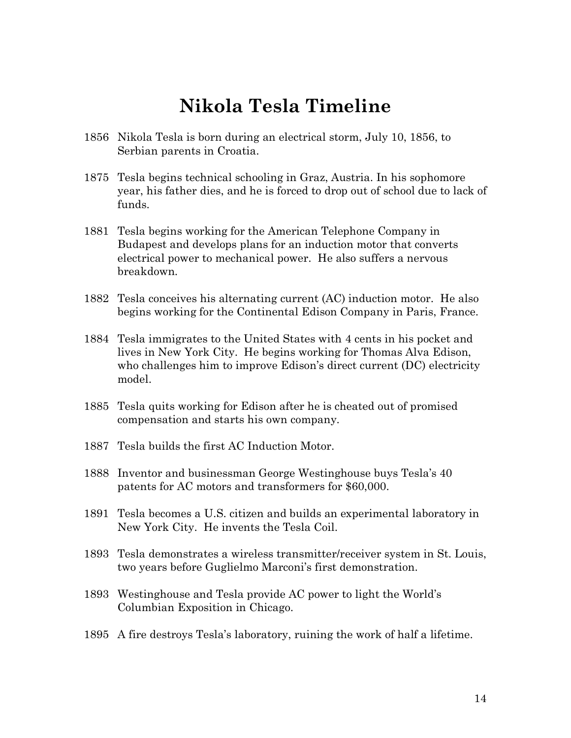# Nikola Tesla Timeline

1856 Nikola Tesla is born during an electrical storm, July 10, 1856, to Serbian parents in Croatia.

1875 Tesla begins technical schooling in Graz, Austria. In his sophomore year, his father dies, and he is forced to drop out of school due to lack of funds.

1881 Tesla begins working for the American Telephone Company in Budapest and develops plans for an induction motor that converts electrical power to mechanical power. He also suffers a nervous breakdown.

1882 Tesla conceives his alternating current (AC) induction motor. He also begins working for the Continental Edison Company in Paris, France.

1884 Tesla immigrates to the United States with 4 cents in his pocket and lives in New York City. He begins working for Thomas Alva Edison, who challenges him to improve Edison's direct current (DC) electricity model.

1885 Tesla quits working for Edison after he is cheated out of promised compensation and starts his own company.

1887 Tesla builds the first AC Induction Motor.

1888 Inventor and businessman George Westinghouse buys Tesla's 40 patents for AC motors and transformers for $60,000.

1891 Tesla becomes a U.S. citizen and builds an experimental laboratory in New York City. He invents the Tesla Coil.

1893 Tesla demonstrates a wireless transmitter/receiver system in St. Louis, two years before Guglielmo Marconi's first demonstration.

1893 Westinghouse and Tesla provide AC power to light the World's Columbian Exposition in Chicago.

1895 A fire destroys Tesla's laboratory, ruining the work of half a lifetime.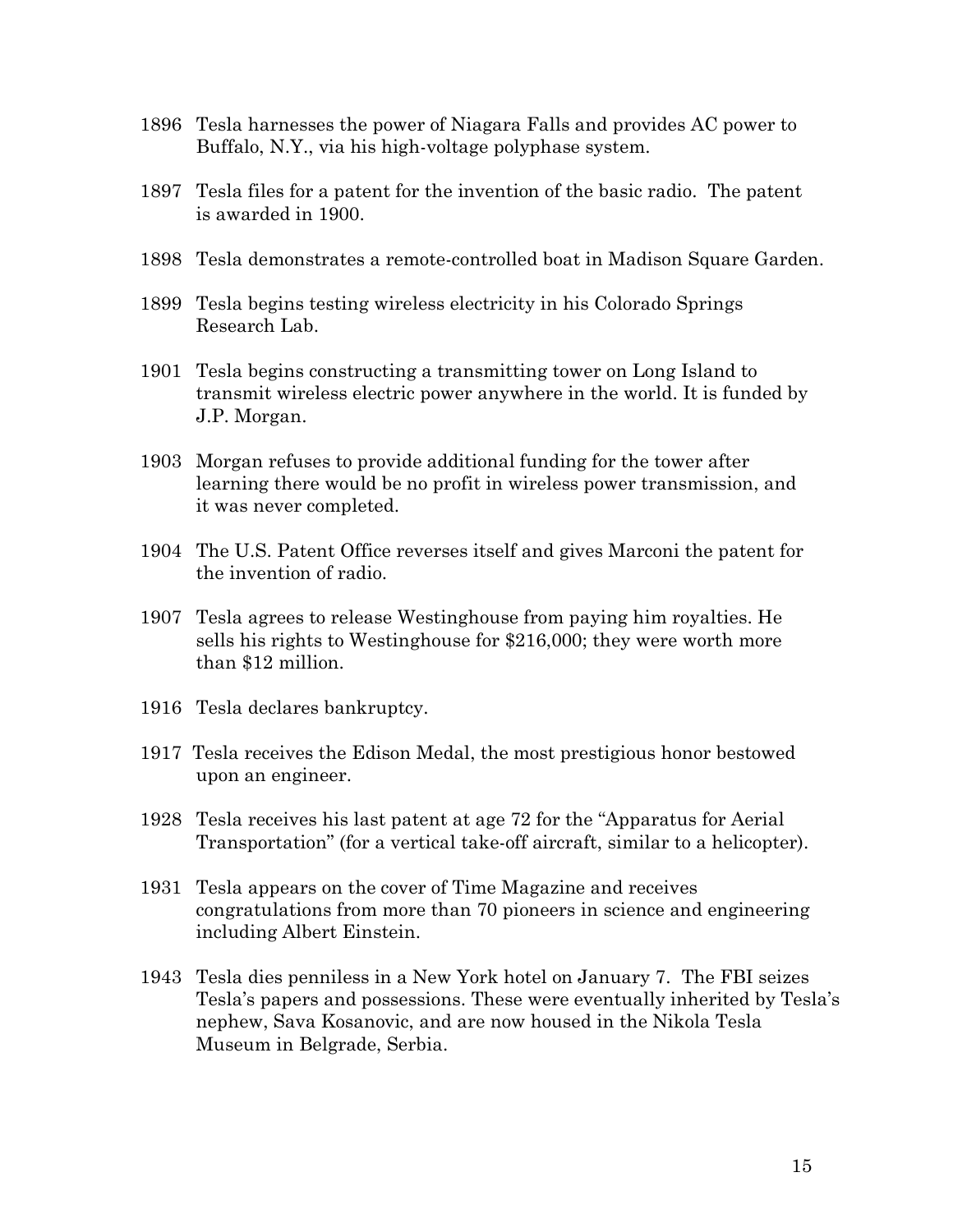1896 Tesla harnesses the power of Niagara Falls and provides AC power to Buffalo, N.Y., via his high-voltage polyphase system.

1897 Tesla files for a patent for the invention of the basic radio. The patent is awarded in 1900.

1898 Tesla demonstrates a remote-controlled boat in Madison Square Garden.

1899 Tesla begins testing wireless electricity in his Colorado Springs Research Lab.

1901 Tesla begins constructing a transmitting tower on Long Island to transmit wireless electric power anywhere in the world. It is funded by J.P. Morgan.

1903 Morgan refuses to provide additional funding for the tower after learning there would be no profit in wireless power transmission, and it was never completed.

1904 The U.S. Patent Office reverses itself and gives Marconi the patent for the invention of radio.

1907 Tesla agrees to release Westinghouse from paying him royalties. He sells his rights to Westinghouse for $216,000; they were worth more than $12 million.

1916 Tesla declares bankruptcy.

1917 Tesla receives the Edison Medal, the most prestigious honor bestowed upon an engineer.

1928 Tesla receives his last patent at age 72 for the "Apparatus for Aerial Transportation" (for a vertical take-off aircraft, similar to a helicopter).

1931 Tesla appears on the cover of Time Magazine and receives congratulations from more than 70 pioneers in science and engineering including Albert Einstein.

1943 Tesla dies penniless in a New York hotel on January 7. The FBI seizes Tesla's papers and possessions. These were eventually inherited by Tesla's nephew, Sava Kosanovic, and are now housed in the Nikola Tesla Museum in Belgrade, Serbia.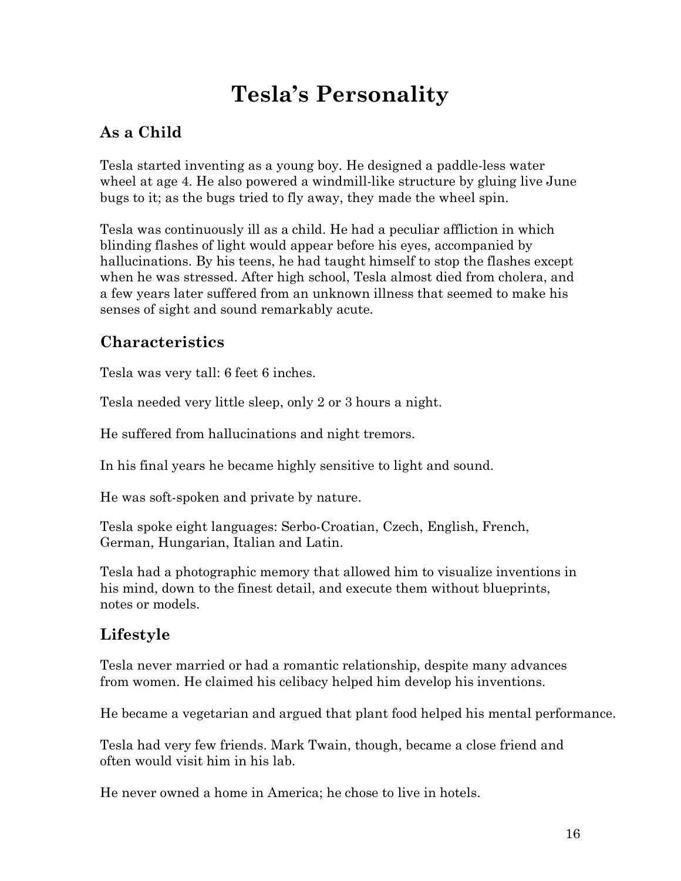# Tesla's Personality

## As a Child

Tesla started inventing as a young boy. He designed a paddle-less water wheel at age 4. He also powered a windmill-like structure by gluing live June bugs to it; as the bugs tried to fly away, they made the wheel spin.

Tesla was continuously ill as a child. He had a peculiar affliction in which blinding flashes of light would appear before his eyes, accompanied by hallucinations. By his teens, he had taught himself to stop the flashes except when he was stressed. After high school, Tesla almost died from cholera, and a few years later suffered from an unknown illness that seemed to make his senses of sight and sound remarkably acute.

## Characteristics

Tesla was very tall: 6 feet 6 inches.

Tesla needed very little sleep, only 2 or 3 hours a night.

He suffered from hallucinations and night tremors.

In his final years he became highly sensitive to light and sound.

He was soft-spoken and private by nature.

Tesla spoke eight languages: Serbo-Croatian, Czech, English, French, German, Hungarian, Italian and Latin.

Tesla had a photographic memory that allowed him to visualize inventions in his mind, down to the finest detail, and execute them without blueprints, notes or models.

## Lifestyle

Tesla never married or had a romantic relationship, despite many advances from women. He claimed his celibacy helped him develop his inventions.

He became a vegetarian and argued that plant food helped his mental performance.

Tesla had very few friends. Mark Twain, though, became a close friend and often would visit him in his lab.

He never owned a home in America; he chose to live in hotels.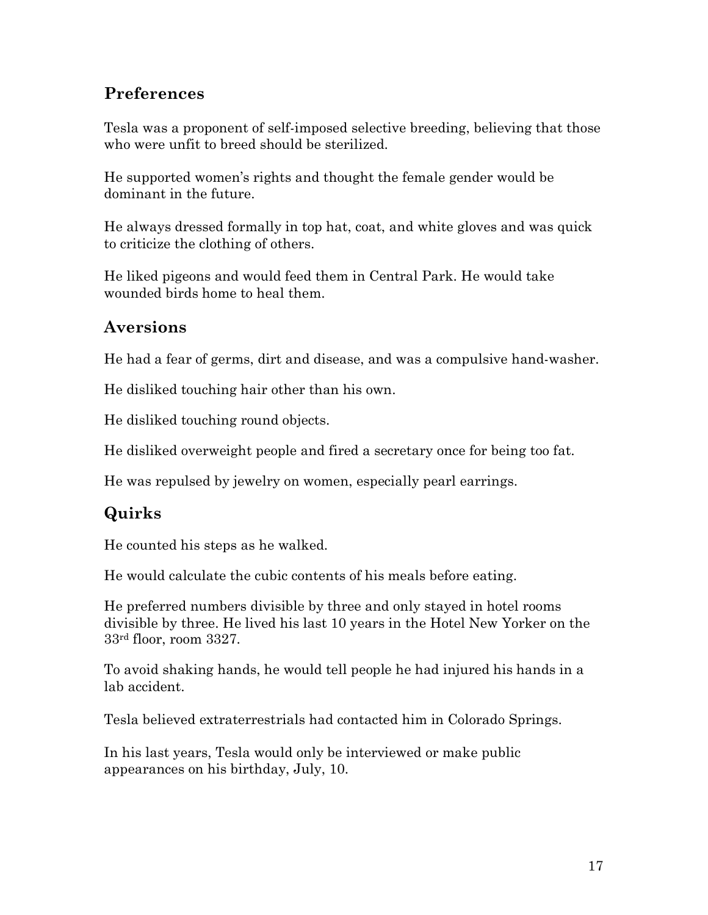## Preferences

Tesla was a proponent of self-imposed selective breeding, believing that those who were unfit to breed should be sterilized.

He supported women's rights and thought the female gender would be dominant in the future.

He always dressed formally in top hat, coat, and white gloves and was quick to criticize the clothing of others.

He liked pigeons and would feed them in Central Park. He would take wounded birds home to heal them.

## Aversions

He had a fear of germs, dirt and disease, and was a compulsive hand-washer.

He disliked touching hair other than his own.

He disliked touching round objects.

He disliked overweight people and fired a secretary once for being too fat.

He was repulsed by jewelry on women, especially pearl earrings.

## Quirks

He counted his steps as he walked.

He would calculate the cubic contents of his meals before eating.

He preferred numbers divisible by three and only stayed in hotel rooms divisible by three. He lived his last 10 years in the Hotel New Yorker on the 33rd floor, room 3327.

To avoid shaking hands, he would tell people he had injured his hands in a lab accident.

Tesla believed extraterrestrials had contacted him in Colorado Springs.

In his last years, Tesla would only be interviewed or make public appearances on his birthday, July, 10.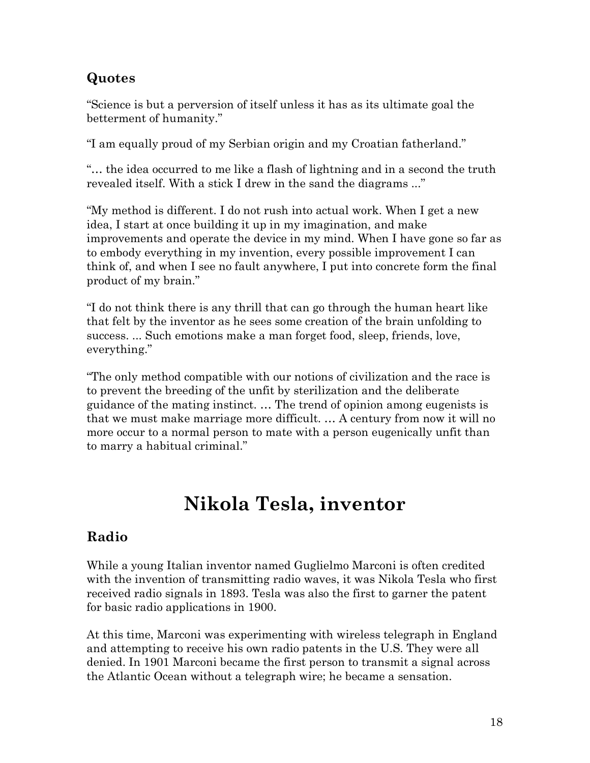## Quotes

"Science is but a perversion of itself unless it has as its ultimate goal the betterment of humanity."

"I am equally proud of my Serbian origin and my Croatian fatherland."

"… the idea occurred to me like a flash of lightning and in a second the truth revealed itself. With a stick I drew in the sand the diagrams ..."

"My method is different. I do not rush into actual work. When I get a new idea, I start at once building it up in my imagination, and make improvements and operate the device in my mind. When I have gone so far as to embody everything in my invention, every possible improvement I can think of, and when I see no fault anywhere, I put into concrete form the final product of my brain."

"I do not think there is any thrill that can go through the human heart like that felt by the inventor as he sees some creation of the brain unfolding to success. ... Such emotions make a man forget food, sleep, friends, love, everything."

"The only method compatible with our notions of civilization and the race is to prevent the breeding of the unfit by sterilization and the deliberate guidance of the mating instinct. … The trend of opinion among eugenists is that we must make marriage more difficult. … A century from now it will no more occur to a normal person to mate with a person eugenically unfit than to marry a habitual criminal."

# Nikola Tesla, inventor

## Radio

While a young Italian inventor named Guglielmo Marconi is often credited with the invention of transmitting radio waves, it was Nikola Tesla who first received radio signals in 1893. Tesla was also the first to garner the patent for basic radio applications in 1900.

At this time, Marconi was experimenting with wireless telegraph in England and attempting to receive his own radio patents in the U.S. They were all denied. In 1901 Marconi became the first person to transmit a signal across the Atlantic Ocean without a telegraph wire; he became a sensation.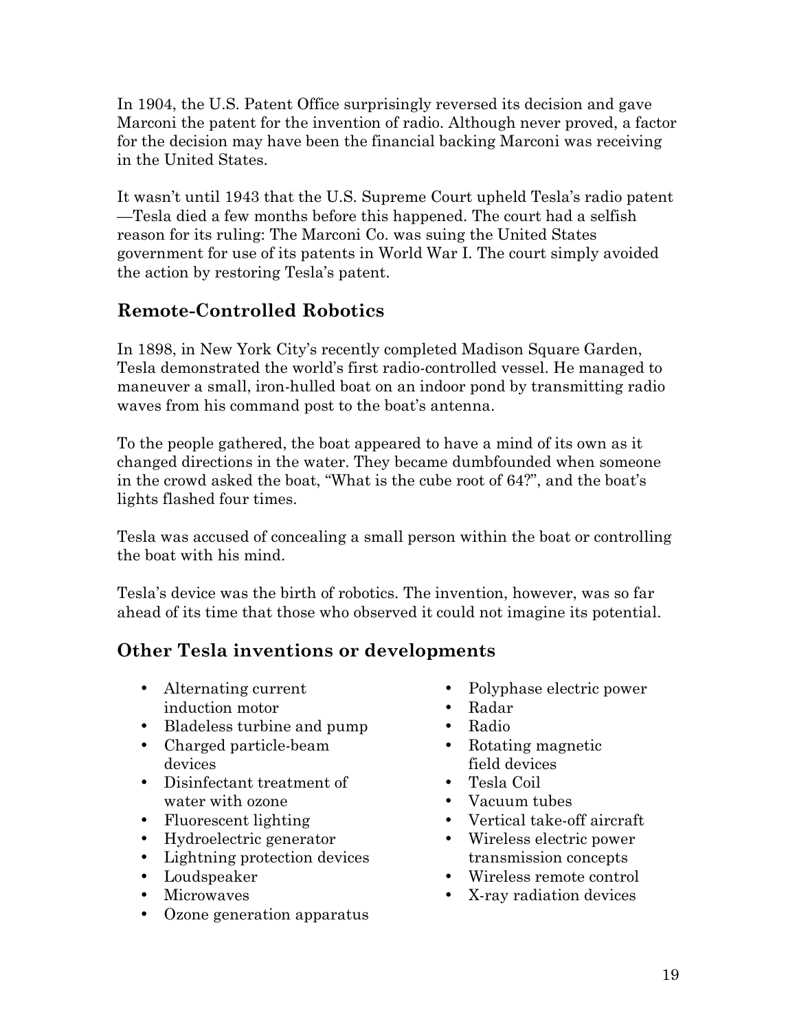In 1904, the U.S. Patent Office surprisingly reversed its decision and gave Marconi the patent for the invention of radio. Although never proved, a factor for the decision may have been the financial backing Marconi was receiving in the United States.

It wasn't until 1943 that the U.S. Supreme Court upheld Tesla's radio patent—Tesla died a few months before this happened. The court had a selfish reason for its ruling: The Marconi Co. was suing the United States government for use of its patents in World War I. The court simply avoided the action by restoring Tesla's patent.

## Remote-Controlled Robotics

In 1898, in New York City's recently completed Madison Square Garden, Tesla demonstrated the world's first radio-controlled vessel. He managed to maneuver a small, iron-hulled boat on an indoor pond by transmitting radio waves from his command post to the boat's antenna.

To the people gathered, the boat appeared to have a mind of its own as it changed directions in the water. They became dumbfounded when someone in the crowd asked the boat, "What is the cube root of 64?", and the boat's lights flashed four times.

Tesla was accused of concealing a small person within the boat or controlling the boat with his mind.

Tesla's device was the birth of robotics. The invention, however, was so far ahead of its time that those who observed it could not imagine its potential.

## Other Tesla inventions or developments

- Alternating current induction motor
- Bladeless turbine and pump
- Charged particle-beam devices
- Disinfectant treatment of water with ozone
- Fluorescent lighting
- Hydroelectric generator
- Lightning protection devices
- Loudspeaker
- Microwaves
- Ozone generation apparatus
- Polyphase electric power
- Radar
- Radio
- Rotating magnetic field devices
- Tesla Coil
- Vacuum tubes
- Vertical take-off aircraft
- Wireless electric power transmission concepts
- Wireless remote control
- X-ray radiation devices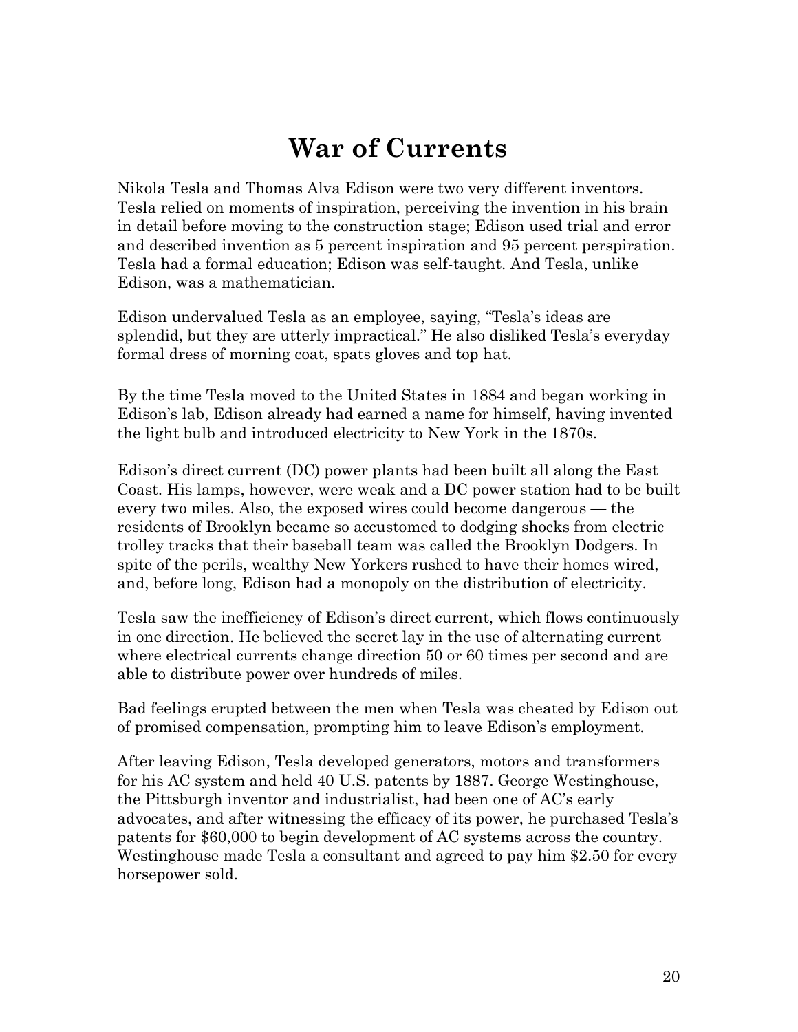# War of Currents

Nikola Tesla and Thomas Alva Edison were two very different inventors. Tesla relied on moments of inspiration, perceiving the invention in his brain in detail before moving to the construction stage; Edison used trial and error and described invention as 5 percent inspiration and 95 percent perspiration. Tesla had a formal education; Edison was self-taught. And Tesla, unlike Edison, was a mathematician.

Edison undervalued Tesla as an employee, saying, "Tesla's ideas are splendid, but they are utterly impractical." He also disliked Tesla's everyday formal dress of morning coat, spats gloves and top hat.

By the time Tesla moved to the United States in 1884 and began working in Edison's lab, Edison already had earned a name for himself, having invented the light bulb and introduced electricity to New York in the 1870s.

Edison's direct current (DC) power plants had been built all along the East Coast. His lamps, however, were weak and a DC power station had to be built every two miles. Also, the exposed wires could become dangerous — the residents of Brooklyn became so accustomed to dodging shocks from electric trolley tracks that their baseball team was called the Brooklyn Dodgers. In spite of the perils, wealthy New Yorkers rushed to have their homes wired, and, before long, Edison had a monopoly on the distribution of electricity.

Tesla saw the inefficiency of Edison's direct current, which flows continuously in one direction. He believed the secret lay in the use of alternating current where electrical currents change direction 50 or 60 times per second and are able to distribute power over hundreds of miles.

Bad feelings erupted between the men when Tesla was cheated by Edison out of promised compensation, prompting him to leave Edison's employment.

After leaving Edison, Tesla developed generators, motors and transformers for his AC system and held 40 U.S. patents by 1887. George Westinghouse, the Pittsburgh inventor and industrialist, had been one of AC's early advocates, and after witnessing the efficacy of its power, he purchased Tesla's patents for $60,000 to begin development of AC systems across the country. Westinghouse made Tesla a consultant and agreed to pay him $2.50 for every horsepower sold.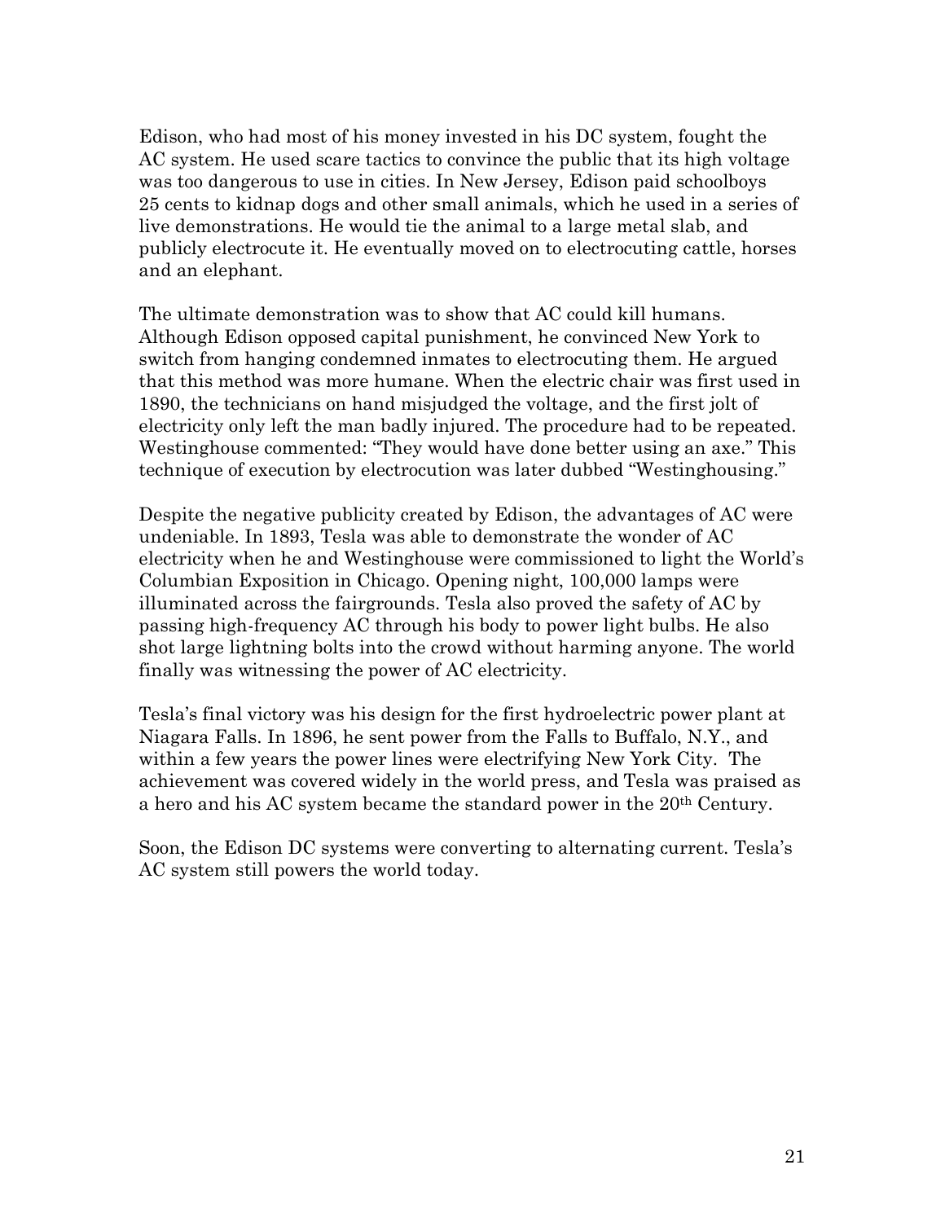Edison, who had most of his money invested in his DC system, fought the AC system. He used scare tactics to convince the public that its high voltage was too dangerous to use in cities. In New Jersey, Edison paid schoolboys 25 cents to kidnap dogs and other small animals, which he used in a series of live demonstrations. He would tie the animal to a large metal slab, and publicly electrocute it. He eventually moved on to electrocuting cattle, horses and an elephant.

The ultimate demonstration was to show that AC could kill humans. Although Edison opposed capital punishment, he convinced New York to switch from hanging condemned inmates to electrocuting them. He argued that this method was more humane. When the electric chair was first used in 1890, the technicians on hand misjudged the voltage, and the first jolt of electricity only left the man badly injured. The procedure had to be repeated. Westinghouse commented: "They would have done better using an axe." This technique of execution by electrocution was later dubbed "Westinghousing."

Despite the negative publicity created by Edison, the advantages of AC were undeniable. In 1893, Tesla was able to demonstrate the wonder of AC electricity when he and Westinghouse were commissioned to light the World's Columbian Exposition in Chicago. Opening night, 100,000 lamps were illuminated across the fairgrounds. Tesla also proved the safety of AC by passing high-frequency AC through his body to power light bulbs. He also shot large lightning bolts into the crowd without harming anyone. The world finally was witnessing the power of AC electricity.

Tesla's final victory was his design for the first hydroelectric power plant at Niagara Falls. In 1896, he sent power from the Falls to Buffalo, N.Y., and within a few years the power lines were electrifying New York City. The achievement was covered widely in the world press, and Tesla was praised as a hero and his AC system became the standard power in the 20th Century.

Soon, the Edison DC systems were converting to alternating current. Tesla's AC system still powers the world today.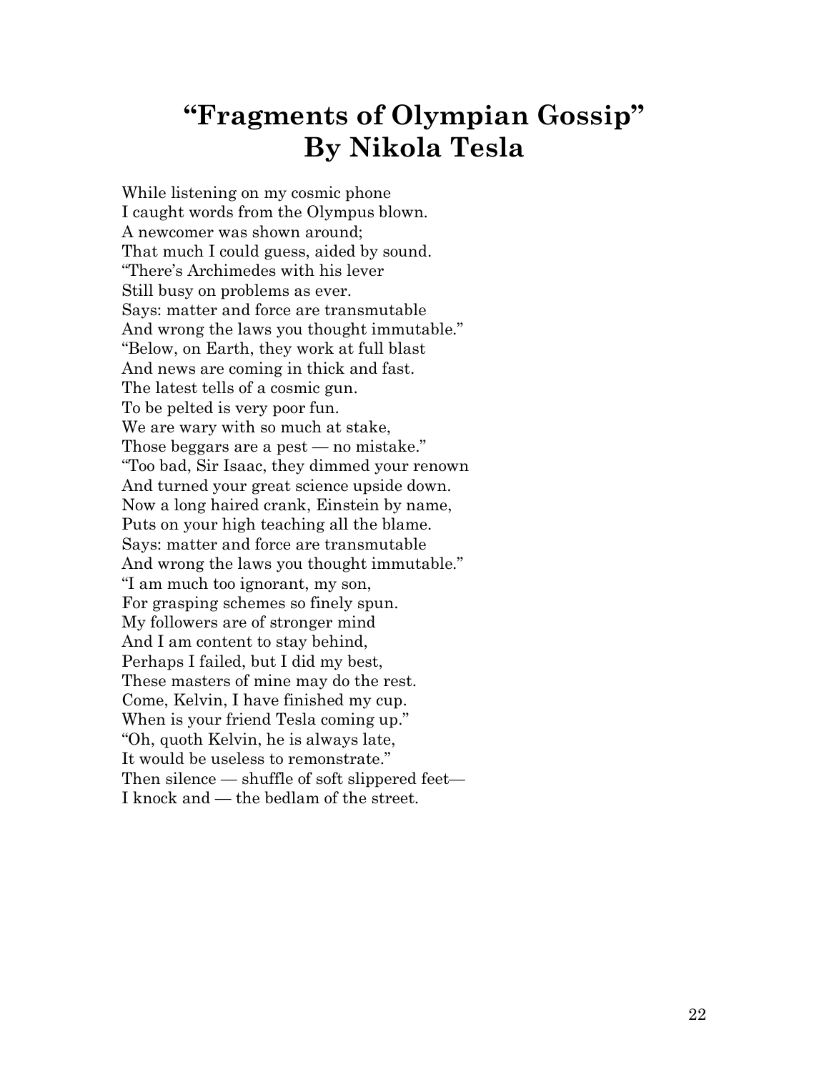# "Fragments of Olympian Gossip" By Nikola Tesla

While listening on my cosmic phone  
I caught words from the Olympus blown.  
A newcomer was shown around;  
That much I could guess, aided by sound.  
"There's Archimedes with his lever  
Still busy on problems as ever.  
Says: matter and force are transmutable  
And wrong the laws you thought immutable."  
"Below, on Earth, they work at full blast  
And news are coming in thick and fast.  
The latest tells of a cosmic gun.  
To be pelted is very poor fun.  
We are wary with so much at stake,  
Those beggars are a pest — no mistake."  
"Too bad, Sir Isaac, they dimmed your renown  
And turned your great science upside down.  
Now a long haired crank, Einstein by name,  
Puts on your high teaching all the blame.  
Says: matter and force are transmutable  
And wrong the laws you thought immutable."  
"I am much too ignorant, my son,  
For grasping schemes so finely spun.  
My followers are of stronger mind  
And I am content to stay behind,  
Perhaps I failed, but I did my best,  
These masters of mine may do the rest.  
Come, Kelvin, I have finished my cup.  
When is your friend Tesla coming up."  
"Oh, quoth Kelvin, he is always late,  
It would be useless to remonstrate."  
Then silence — shuffle of soft slippered feet—  
I knock and — the bedlam of the street.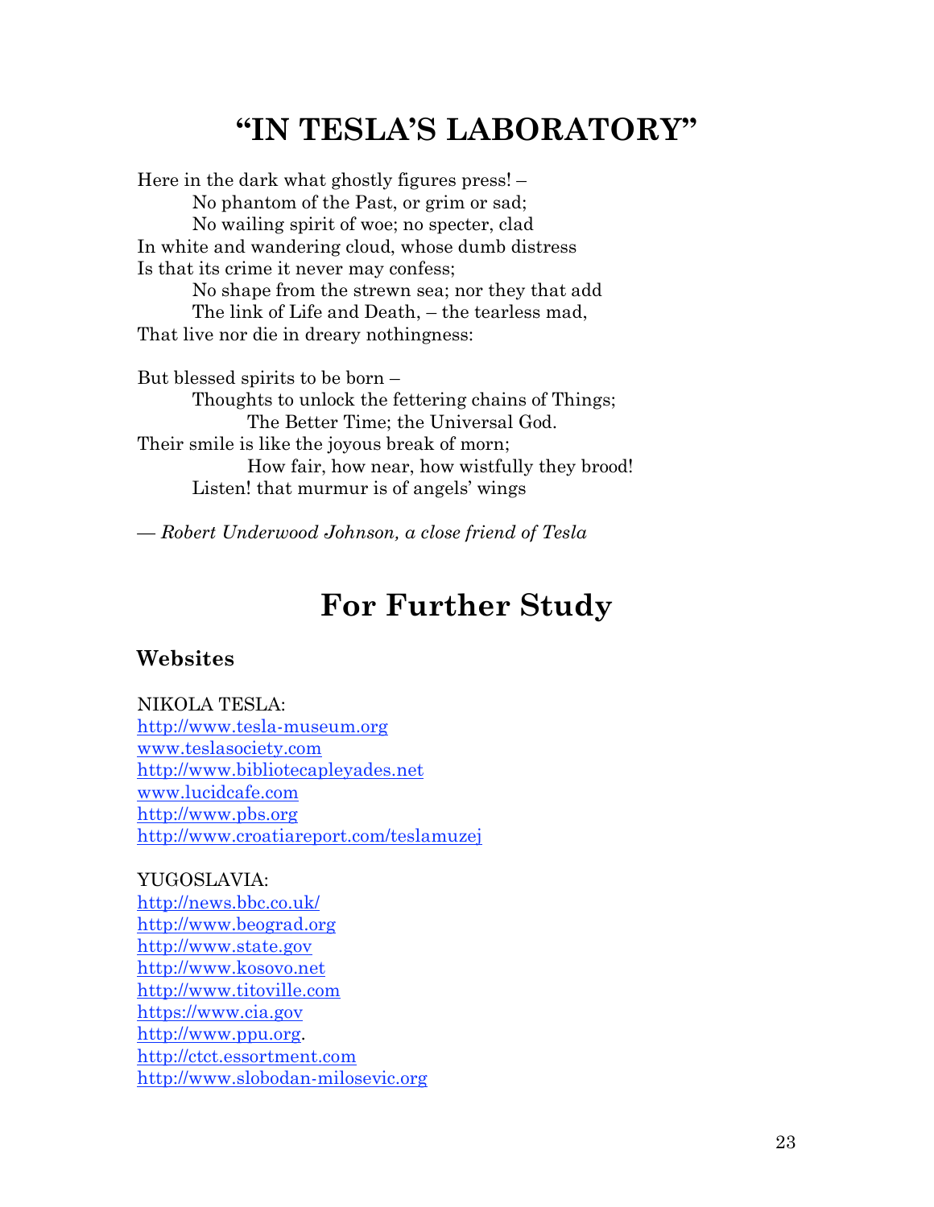# "IN TESLA'S LABORATORY"

Here in the dark what ghostly figures press! –  
No phantom of the Past, or grim or sad;  
No wailing spirit of woe; no specter, clad  
In white and wandering cloud, whose dumb distress  
Is that its crime it never may confess;  
No shape from the strewn sea; nor they that add  
The link of Life and Death, – the tearless mad,  
That live nor die in dreary nothingness:

But blessed spirits to be born –  
Thoughts to unlock the fettering chains of Things;  
The Better Time; the Universal God.  
Their smile is like the joyous break of morn;  
How fair, how near, how wistfully they brood!  
Listen! that murmur is of angels' wings

— *Robert Underwood Johnson, a close friend of Tesla*

# For Further Study

## Websites

NIKOLA TESLA:  
http://www.tesla-museum.org  
www.teslasociety.com  
http://www.bibliotecapleyades.net  
www.lucidcafe.com  
http://www.pbs.org  
http://www.croatiareport.com/teslamuzej

YUGOSLAVIA:  
http://news.bbc.co.uk/  
http://www.beograd.org  
http://www.state.gov  
http://www.kosovo.net  
http://www.titoville.com  
https://www.cia.gov  
http://www.ppu.org.  
http://ctct.essortment.com  
http://www.slobodan-milosevic.org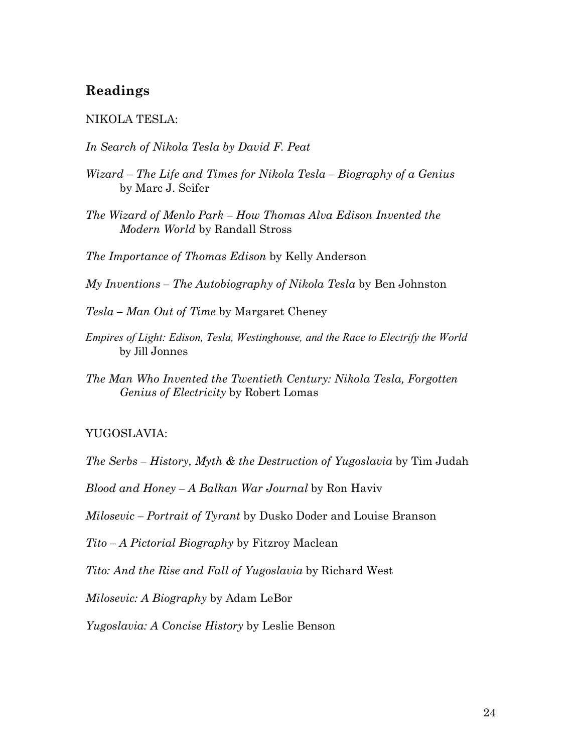## Readings

NIKOLA TESLA:

*In Search of Nikola Tesla by David F. Peat*

*Wizard – The Life and Times for Nikola Tesla – Biography of a Genius* by Marc J. Seifer

*The Wizard of Menlo Park – How Thomas Alva Edison Invented the Modern World* by Randall Stross

*The Importance of Thomas Edison* by Kelly Anderson

*My Inventions – The Autobiography of Nikola Tesla* by Ben Johnston

*Tesla – Man Out of Time* by Margaret Cheney

*Empires of Light: Edison, Tesla, Westinghouse, and the Race to Electrify the World* by Jill Jonnes

*The Man Who Invented the Twentieth Century: Nikola Tesla, Forgotten Genius of Electricity* by Robert Lomas

YUGOSLAVIA:

*The Serbs – History, Myth & the Destruction of Yugoslavia* by Tim Judah

*Blood and Honey – A Balkan War Journal* by Ron Haviv

*Milosevic – Portrait of Tyrant* by Dusko Doder and Louise Branson

*Tito – A Pictorial Biography* by Fitzroy Maclean

*Tito: And the Rise and Fall of Yugoslavia* by Richard West

*Milosevic: A Biography* by Adam LeBor

*Yugoslavia: A Concise History* by Leslie Benson